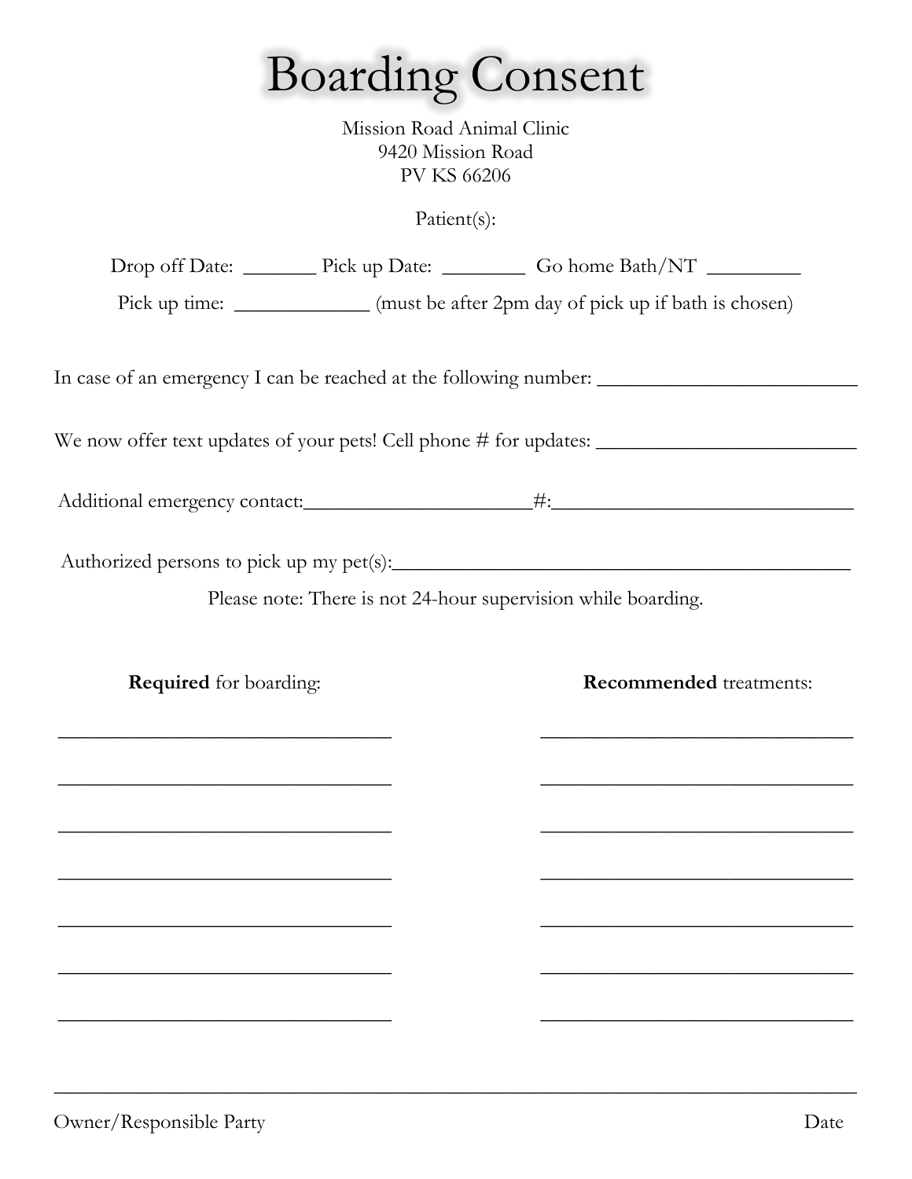# Boarding Consent

Mission Road Animal Clinic
9420 Mission Road
PV KS 66206

Patient(s):

Drop off Date: _______ Pick up Date: ________ Go home Bath/NT _________

Pick up time: _____________ (must be after 2pm day of pick up if bath is chosen)

In case of an emergency I can be reached at the following number: _________________________

We now offer text updates of your pets! Cell phone # for updates: _________________________

Additional emergency contact:______________________#:_____________________________

Authorized persons to pick up my pet(s):_____________________________________________

Please note: There is not 24-hour supervision while boarding.

| **Required** for boarding: | **Recommended** treatments: |
| --- | --- |
| ________________________________ | ______________________________ |
| ________________________________ | ______________________________ |
| ________________________________ | ______________________________ |
| ________________________________ | ______________________________ |
| ________________________________ | ______________________________ |
| ________________________________ | ______________________________ |
| ________________________________ | ______________________________ |

_____________________________________________________________________________

Owner/Responsible Party Date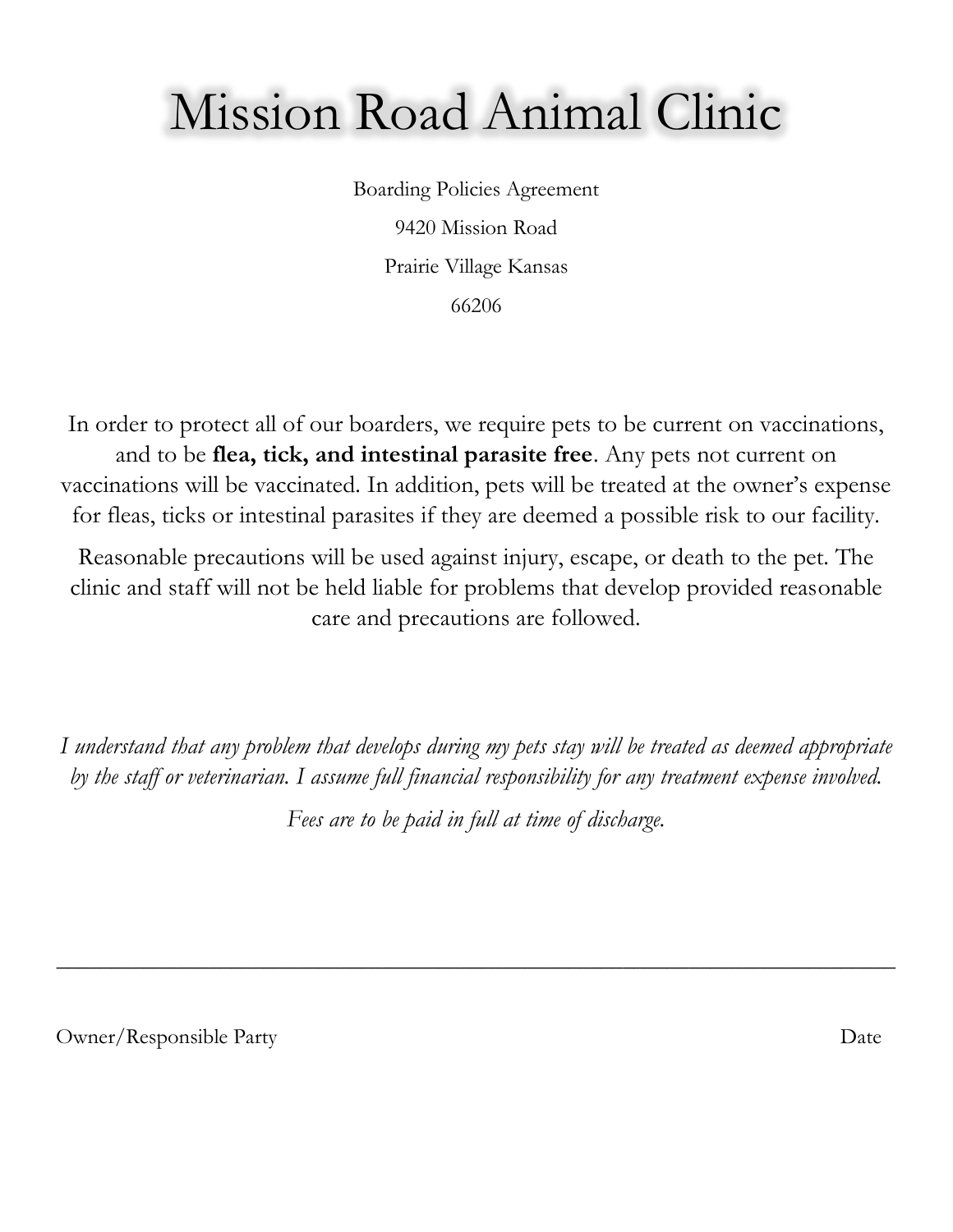# Mission Road Animal Clinic

Boarding Policies Agreement

9420 Mission Road

Prairie Village Kansas

66206

In order to protect all of our boarders, we require pets to be current on vaccinations, and to be **flea, tick, and intestinal parasite free**. Any pets not current on vaccinations will be vaccinated. In addition, pets will be treated at the owner's expense for fleas, ticks or intestinal parasites if they are deemed a possible risk to our facility.

Reasonable precautions will be used against injury, escape, or death to the pet. The clinic and staff will not be held liable for problems that develop provided reasonable care and precautions are followed.

*I understand that any problem that develops during my pets stay will be treated as deemed appropriate by the staff or veterinarian. I assume full financial responsibility for any treatment expense involved.*

*Fees are to be paid in full at time of discharge.*

\_\_\_\_\_\_\_\_\_\_\_\_\_\_\_\_\_\_\_\_\_\_\_\_\_\_\_\_\_\_\_\_\_\_\_\_\_\_\_\_\_\_\_\_\_\_\_\_\_\_\_\_\_\_\_\_\_\_\_\_\_\_\_\_\_\_

Owner/Responsible Party                                                                                    Date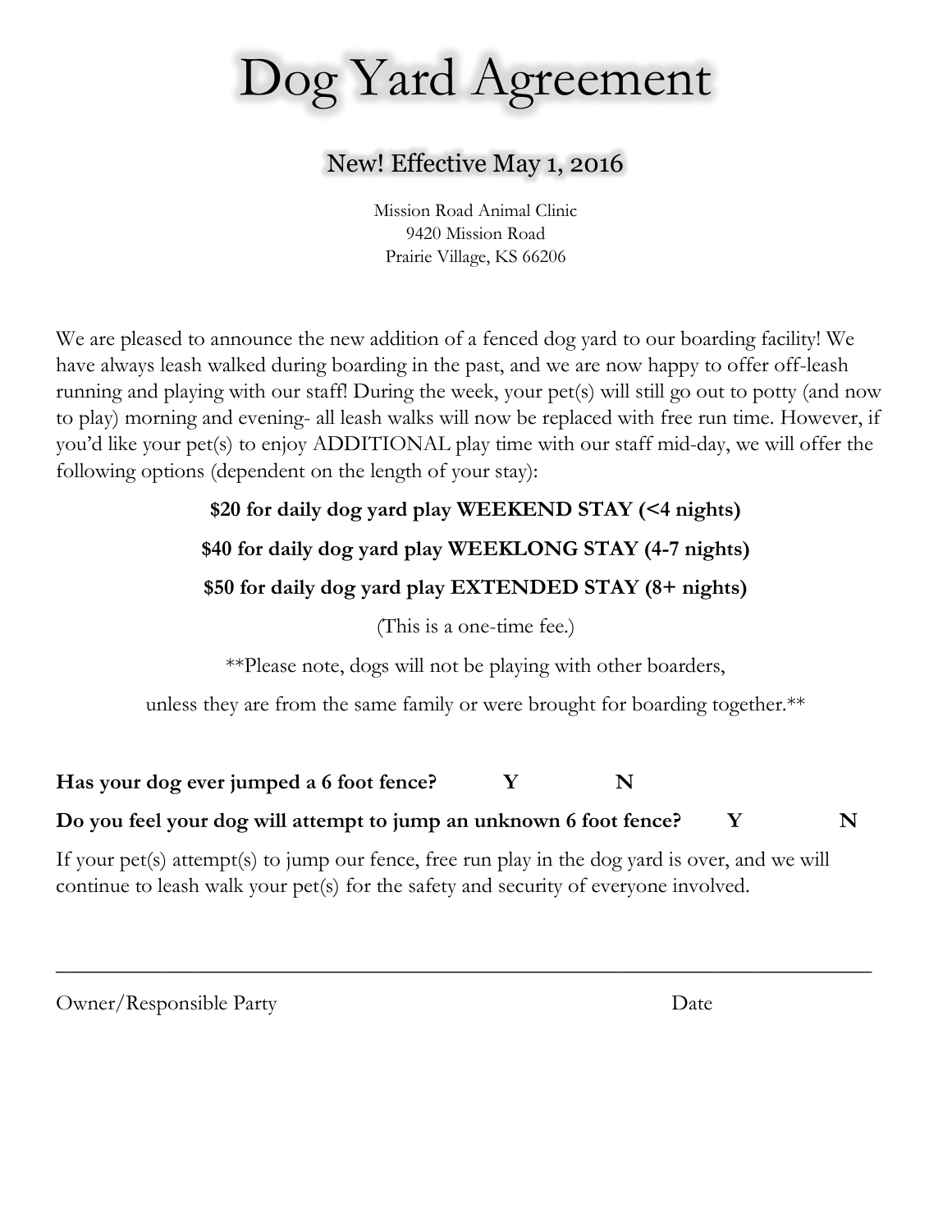# Dog Yard Agreement

## New! Effective May 1, 2016

Mission Road Animal Clinic
9420 Mission Road
Prairie Village, KS 66206

We are pleased to announce the new addition of a fenced dog yard to our boarding facility! We have always leash walked during boarding in the past, and we are now happy to offer off-leash running and playing with our staff! During the week, your pet(s) will still go out to potty (and now to play) morning and evening- all leash walks will now be replaced with free run time. However, if you'd like your pet(s) to enjoy ADDITIONAL play time with our staff mid-day, we will offer the following options (dependent on the length of your stay):

**$20 for daily dog yard play WEEKEND STAY (<4 nights)**

**$40 for daily dog yard play WEEKLONG STAY (4-7 nights)**

**$50 for daily dog yard play EXTENDED STAY (8+ nights)**

(This is a one-time fee.)

**Please note, dogs will not be playing with other boarders,
unless they are from the same family or were brought for boarding together.**

**Has your dog ever jumped a 6 foot fence?    Y    N**

**Do you feel your dog will attempt to jump an unknown 6 foot fence?    Y    N**

If your pet(s) attempt(s) to jump our fence, free run play in the dog yard is over, and we will continue to leash walk your pet(s) for the safety and security of everyone involved.

\_\_\_\_\_\_\_\_\_\_\_\_\_\_\_\_\_\_\_\_\_\_\_\_\_\_\_\_\_\_\_\_\_\_\_\_\_\_\_\_\_\_\_\_\_\_\_\_\_\_\_\_\_\_\_\_\_\_\_\_

Owner/Responsible Party    Date